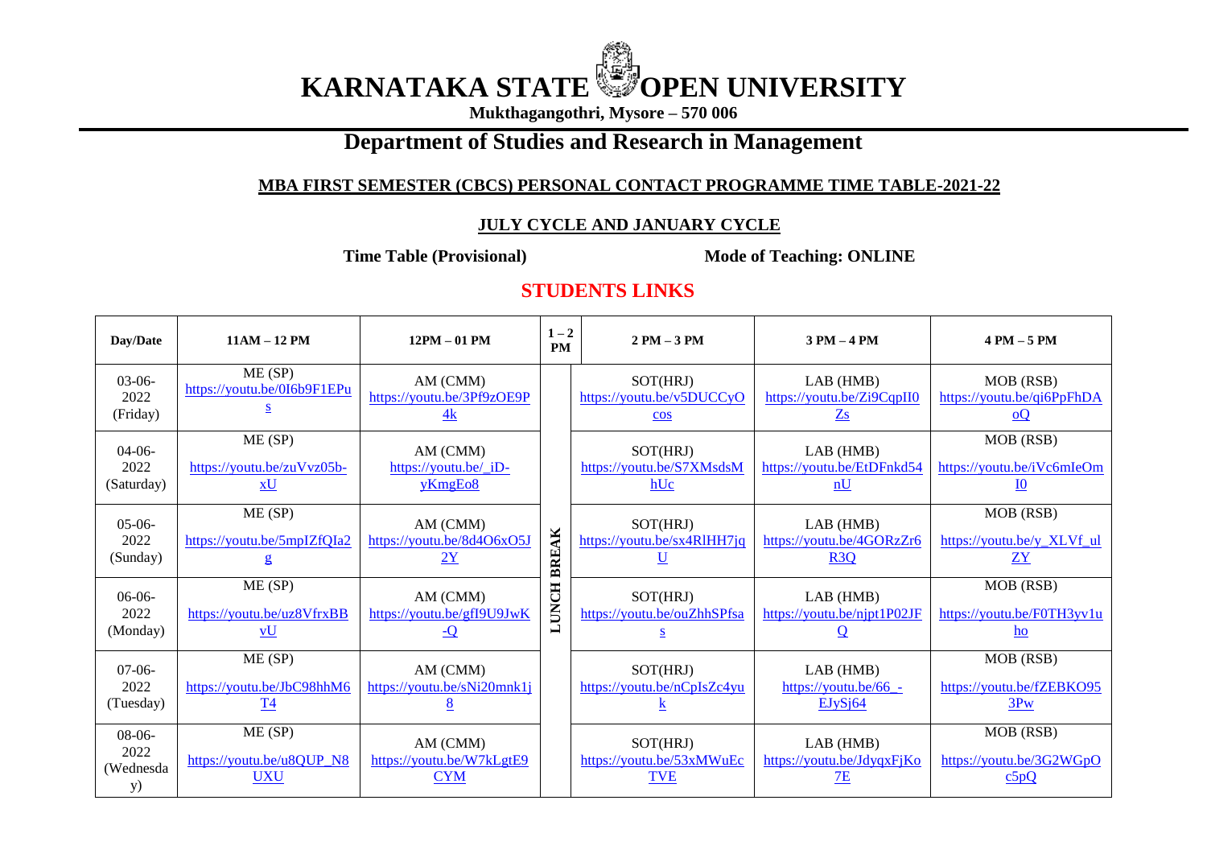# KARNATAKA STATE OPEN UNIVERSITY

**Mukthagangothri, Mysore – 570 006**

## Department of Studies and Research in Management

### MBA FIRST SEMESTER (CBCS) PERSONAL CONTACT PROGRAMME TIME TABLE-2021-22

### JULY CYCLE AND JANUARY CYCLE

**Time Table (Provisional)** **Mode of Teaching: ONLINE**

## STUDENTS LINKS

| Day/Date | 11AM – 12 PM | 12PM – 01 PM | 1 – 2 PM | 2 PM – 3 PM | 3 PM – 4 PM | 4 PM – 5 PM |
|---|---|---|---|---|---|---|
| 03-06-2022 (Friday) | ME (SP) https://youtu.be/0I6b9F1EPus | AM (CMM) https://youtu.be/3Pf9zOE9P4k | LUNCH BREAK | SOT(HRJ) https://youtu.be/v5DUCCyOcos | LAB (HMB) https://youtu.be/Zi9CqpII0Zs | MOB (RSB) https://youtu.be/qi6PpFhDAoQ |
| 04-06-2022 (Saturday) | ME (SP) https://youtu.be/zuVvz05b-xU | AM (CMM) https://youtu.be/_iD-yKmgEo8 | | SOT(HRJ) https://youtu.be/S7XMsdsMhUc | LAB (HMB) https://youtu.be/EtDFnkd54nU | MOB (RSB) https://youtu.be/iVc6mIeOmI0 |
| 05-06-2022 (Sunday) | ME (SP) https://youtu.be/5mpIZfQIa2g | AM (CMM) https://youtu.be/8d4O6xO5J2Y | | SOT(HRJ) https://youtu.be/sx4RlHH7jqU | LAB (HMB) https://youtu.be/4GORzZr6R3Q | MOB (RSB) https://youtu.be/y_XLVf_ulZY |
| 06-06-2022 (Monday) | ME (SP) https://youtu.be/uz8VfrxBBvU | AM (CMM) https://youtu.be/gfI9U9JwK-Q | | SOT(HRJ) https://youtu.be/ouZhhSPfsas | LAB (HMB) https://youtu.be/njpt1P02JFQ | MOB (RSB) https://youtu.be/F0TH3yv1uho |
| 07-06-2022 (Tuesday) | ME (SP) https://youtu.be/JbC98hhM6T4 | AM (CMM) https://youtu.be/sNi20mnk1j8 | | SOT(HRJ) https://youtu.be/nCpIsZc4yuk | LAB (HMB) https://youtu.be/66_-EJySj64 | MOB (RSB) https://youtu.be/fZEBKO953Pw |
| 08-06-2022 (Wednesday) | ME (SP) https://youtu.be/u8QUP_N8UXU | AM (CMM) https://youtu.be/W7kLgtE9CYM | | SOT(HRJ) https://youtu.be/53xMWuEcTVE | LAB (HMB) https://youtu.be/JdyqxFjKo7E | MOB (RSB) https://youtu.be/3G2WGpOc5pQ |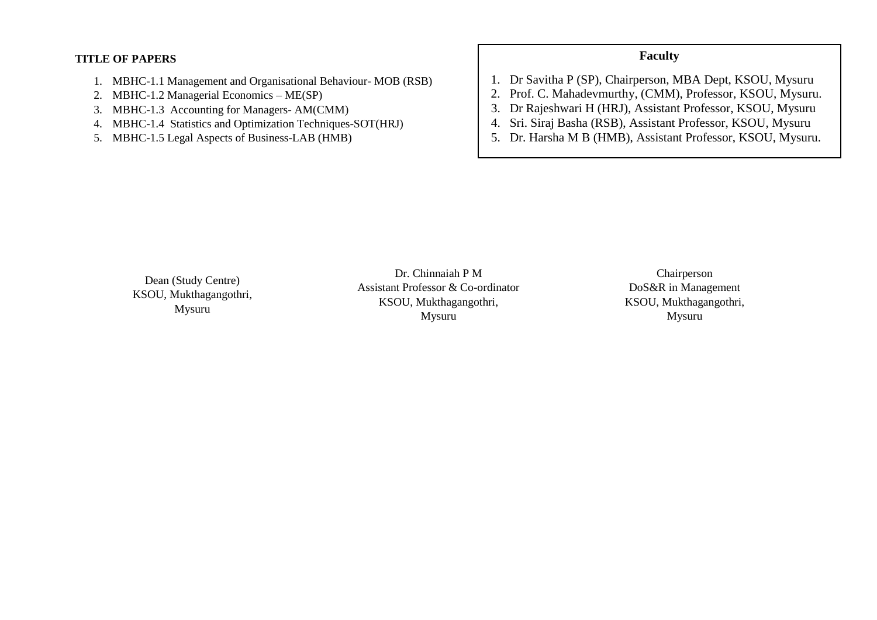**TITLE OF PAPERS**

1. MBHC-1.1 Management and Organisational Behaviour- MOB (RSB)
2. MBHC-1.2 Managerial Economics – ME(SP)
3. MBHC-1.3 Accounting for Managers- AM(CMM)
4. MBHC-1.4 Statistics and Optimization Techniques-SOT(HRJ)
5. MBHC-1.5 Legal Aspects of Business-LAB (HMB)

**Faculty**

1. Dr Savitha P (SP), Chairperson, MBA Dept, KSOU, Mysuru
2. Prof. C. Mahadevmurthy, (CMM), Professor, KSOU, Mysuru.
3. Dr Rajeshwari H (HRJ), Assistant Professor, KSOU, Mysuru
4. Sri. Siraj Basha (RSB), Assistant Professor, KSOU, Mysuru
5. Dr. Harsha M B (HMB), Assistant Professor, KSOU, Mysuru.

Dean (Study Centre)
KSOU, Mukthagangothri,
Mysuru

Dr. Chinnaiah P M
Assistant Professor & Co-ordinator
KSOU, Mukthagangothri,
Mysuru

Chairperson
DoS&R in Management
KSOU, Mukthagangothri,
Mysuru